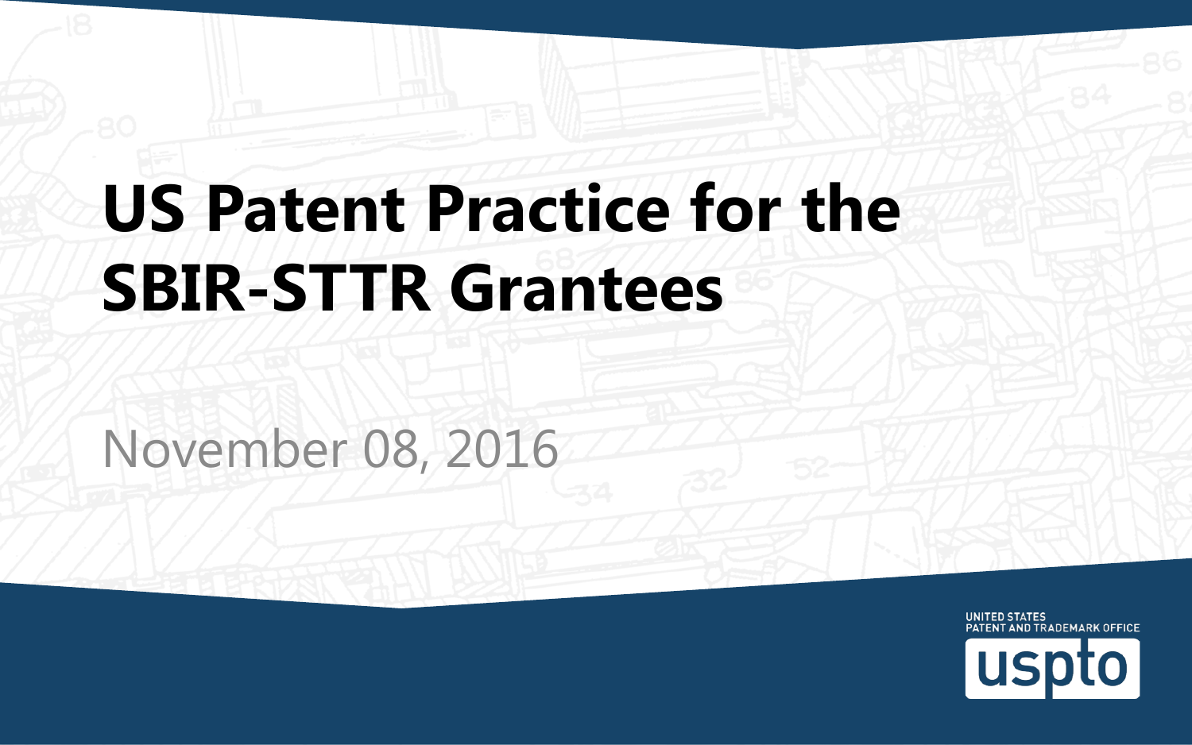# US Patent Practice for the SBIR-STTR Grantees

November 08, 2016

UNITED STATES
PATENT AND TRADEMARK OFFICE
uspto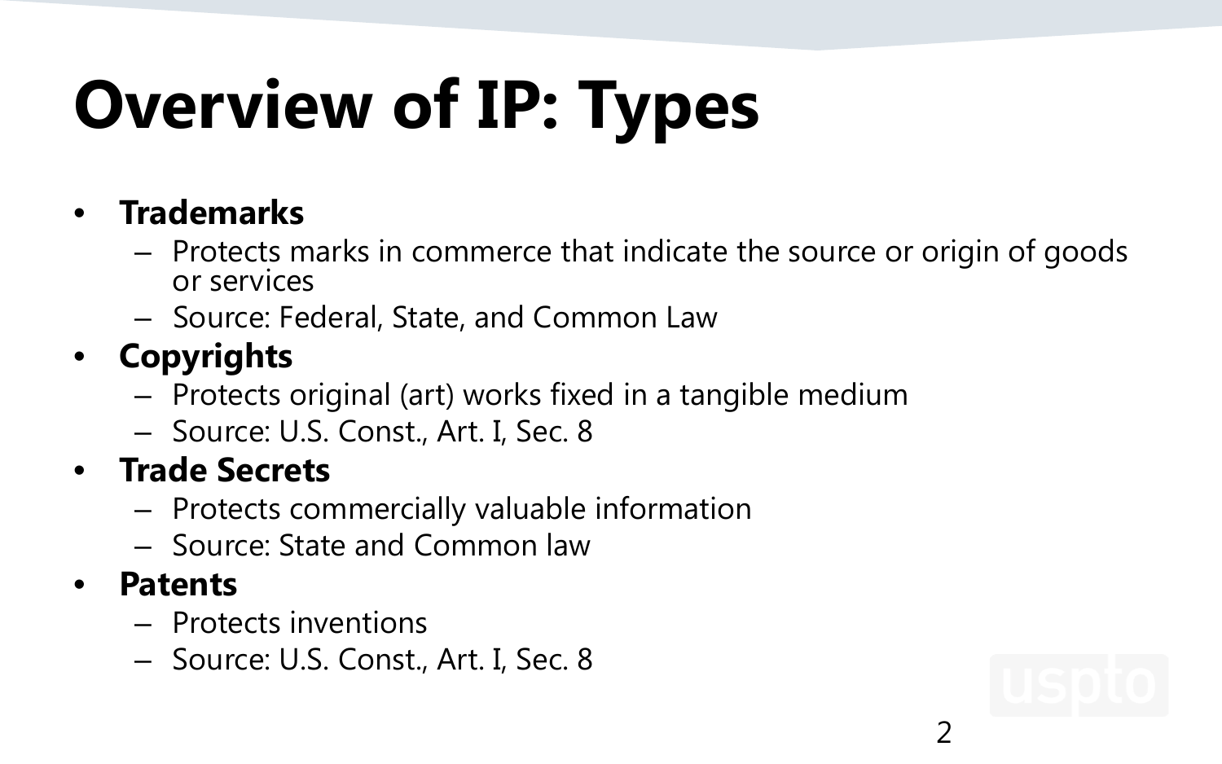# Overview of IP: Types

- **Trademarks**
  - Protects marks in commerce that indicate the source or origin of goods or services
  - Source: Federal, State, and Common Law
- **Copyrights**
  - Protects original (art) works fixed in a tangible medium
  - Source: U.S. Const., Art. I, Sec. 8
- **Trade Secrets**
  - Protects commercially valuable information
  - Source: State and Common law
- **Patents**
  - Protects inventions
  - Source: U.S. Const., Art. I, Sec. 8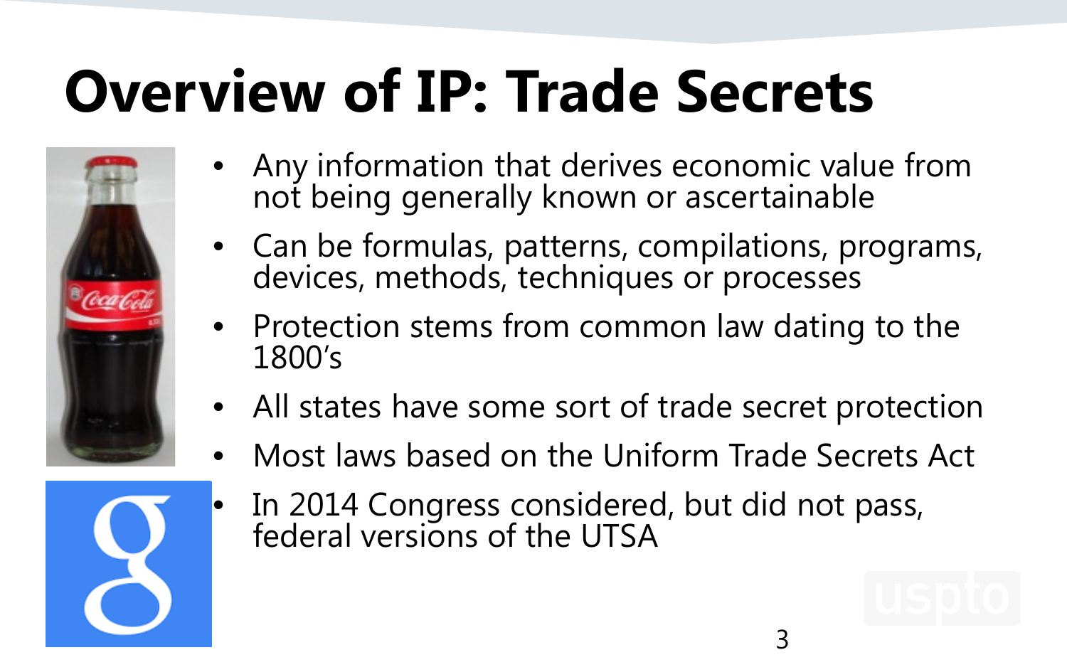# Overview of IP: Trade Secrets

- Any information that derives economic value from not being generally known or ascertainable
- Can be formulas, patterns, compilations, programs, devices, methods, techniques or processes
- Protection stems from common law dating to the 1800's
- All states have some sort of trade secret protection
- Most laws based on the Uniform Trade Secrets Act
- In 2014 Congress considered, but did not pass, federal versions of the UTSA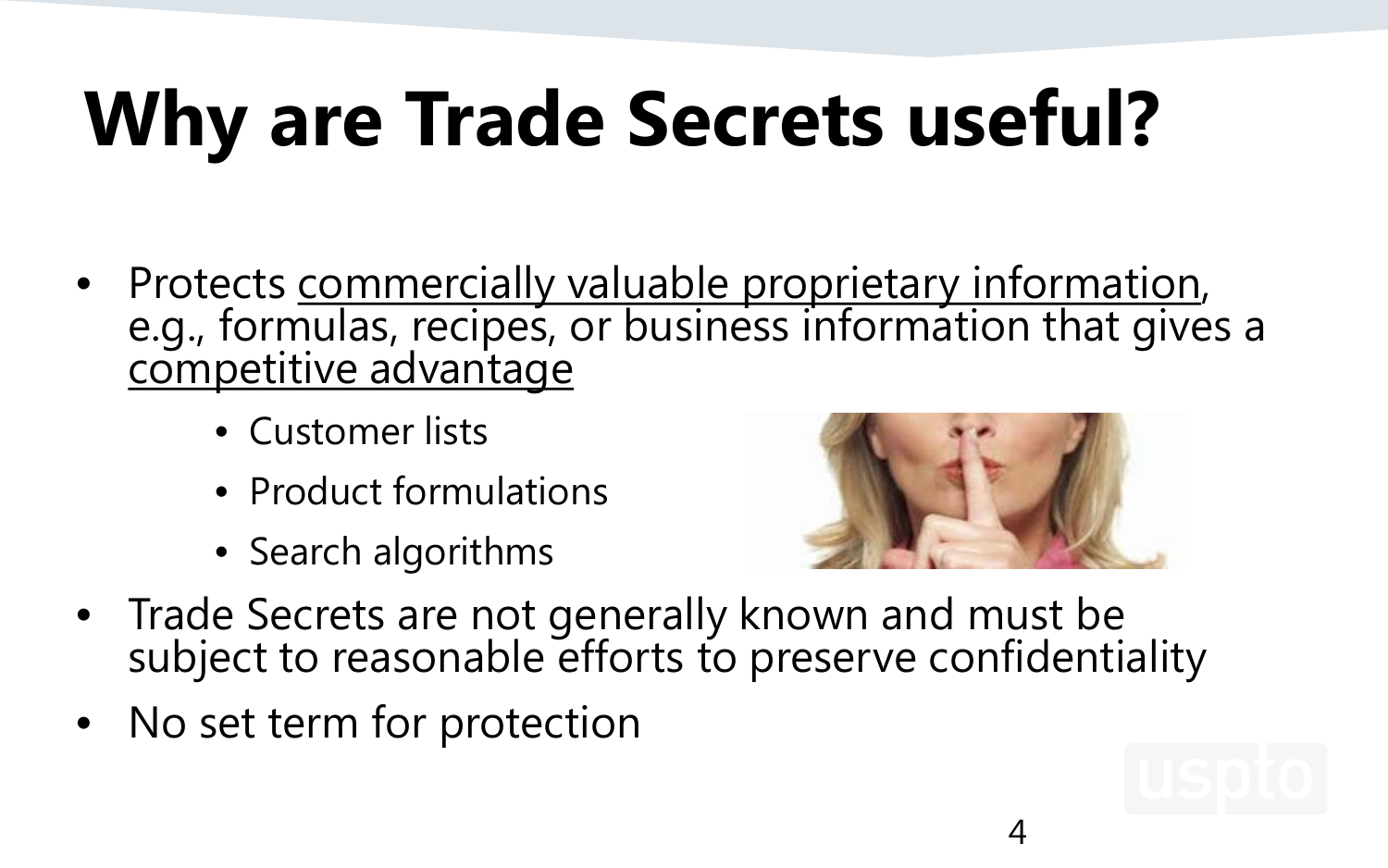# Why are Trade Secrets useful?

- Protects commercially valuable proprietary information, e.g., formulas, recipes, or business information that gives a competitive advantage
  - Customer lists
  - Product formulations
  - Search algorithms
- Trade Secrets are not generally known and must be subject to reasonable efforts to preserve confidentiality
- No set term for protection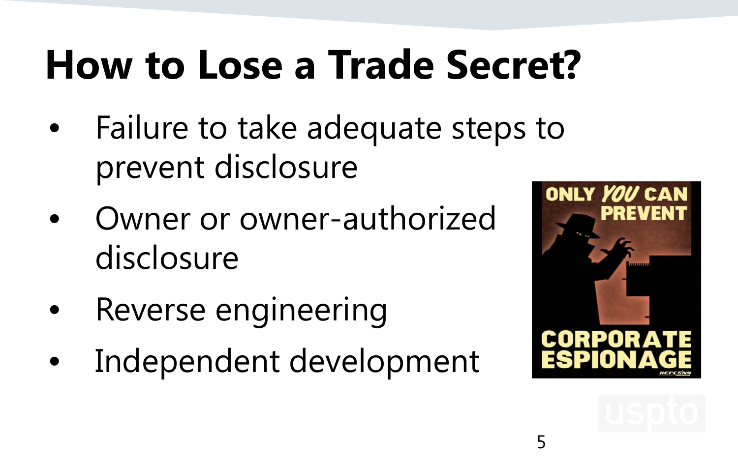# How to Lose a Trade Secret?

- Failure to take adequate steps to prevent disclosure
- Owner or owner-authorized disclosure
- Reverse engineering
- Independent development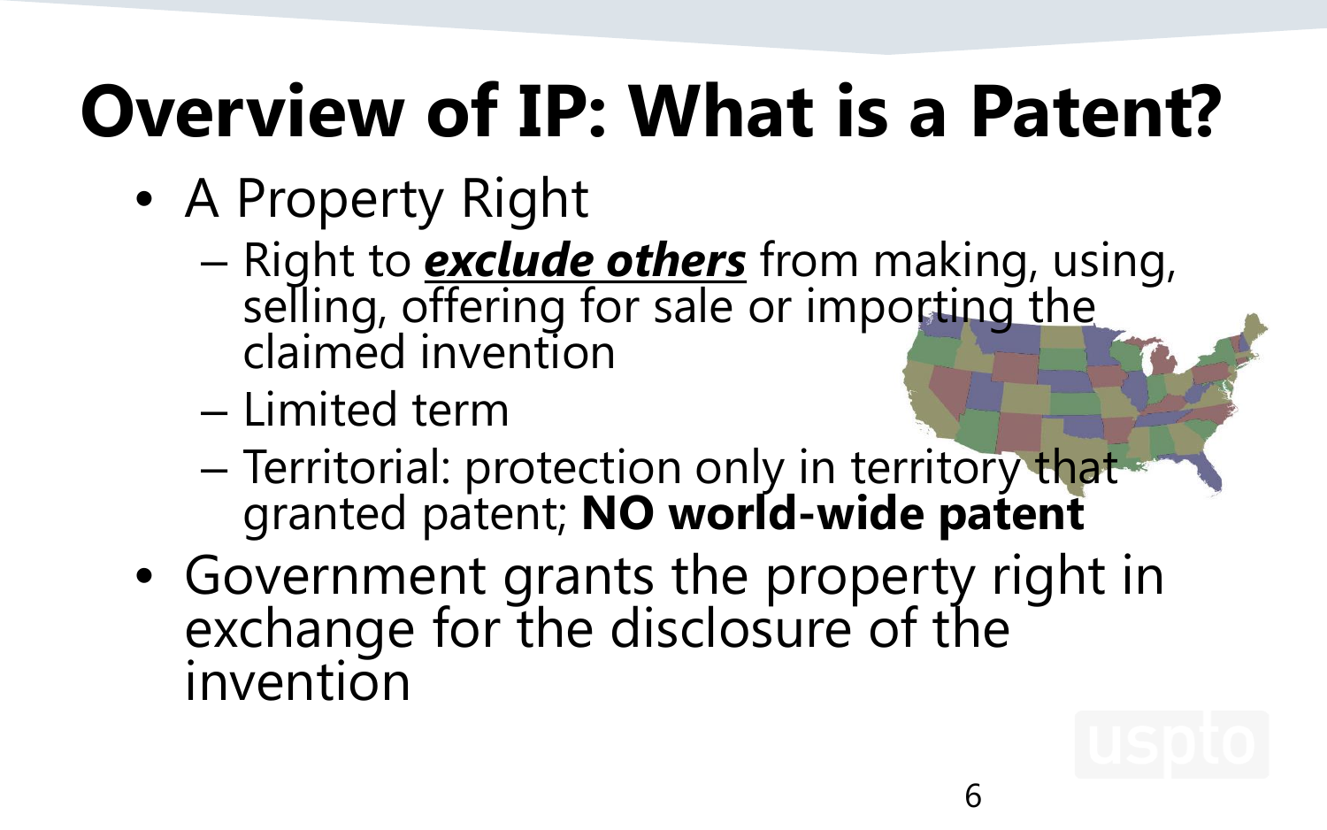# Overview of IP: What is a Patent?

- A Property Right
  - Right to ***exclude others*** from making, using, selling, offering for sale or importing the claimed invention
  - Limited term
  - Territorial: protection only in territory that granted patent; **NO world-wide patent**
- Government grants the property right in exchange for the disclosure of the invention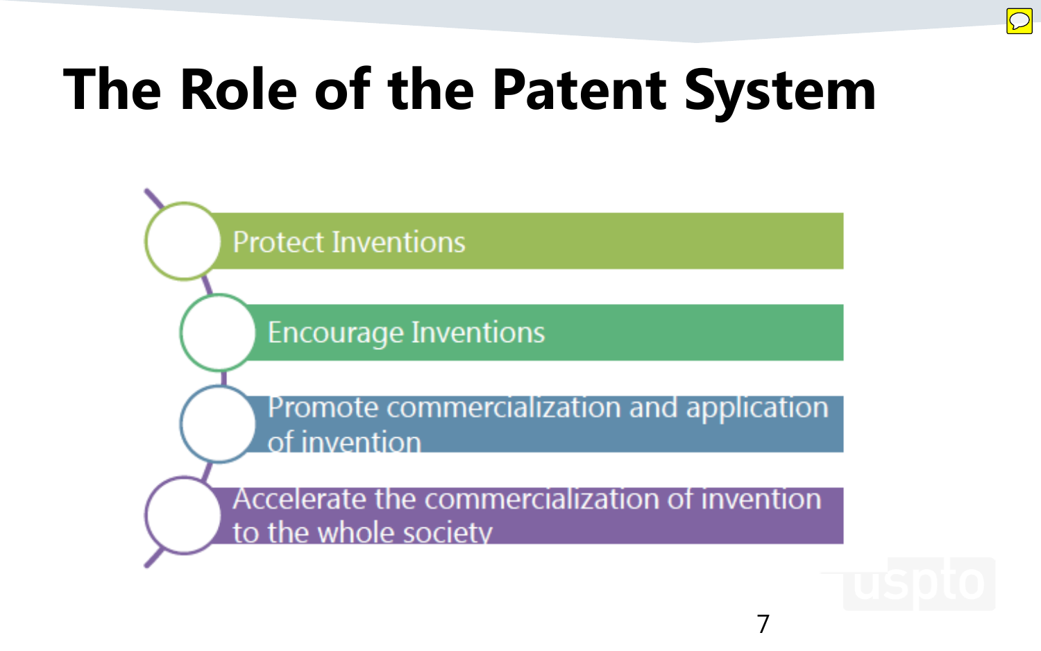# The Role of the Patent System

- Protect Inventions
- Encourage Inventions
- Promote commercialization and application of invention
- Accelerate the commercialization of invention to the whole society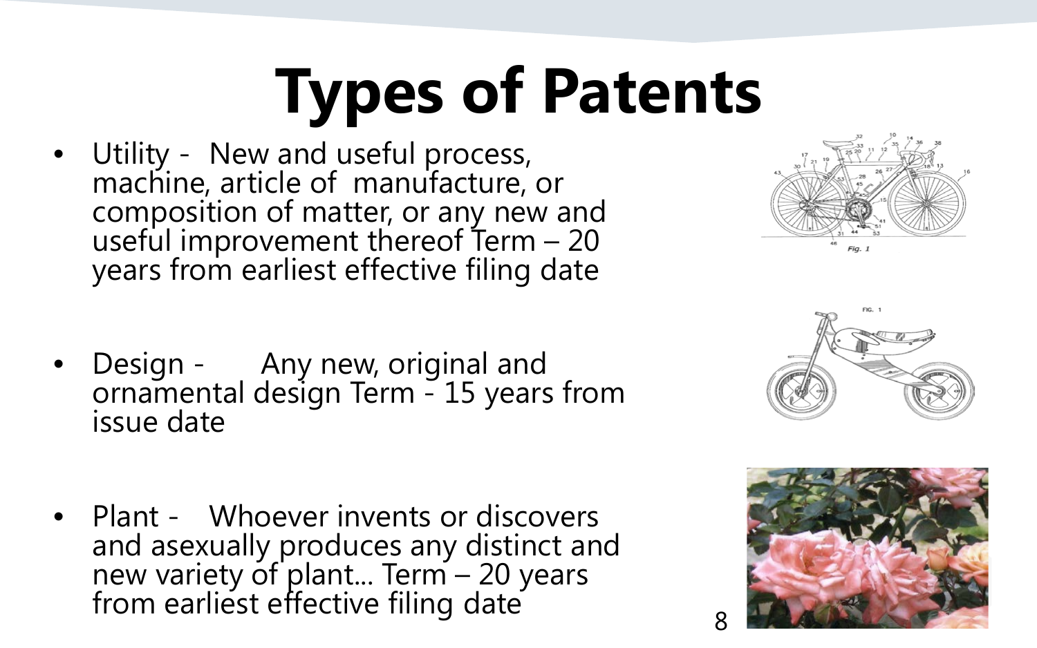# Types of Patents

- Utility - New and useful process, machine, article of manufacture, or composition of matter, or any new and useful improvement thereof Term – 20 years from earliest effective filing date
- Design - Any new, original and ornamental design Term - 15 years from issue date
- Plant - Whoever invents or discovers and asexually produces any distinct and new variety of plant... Term – 20 years from earliest effective filing date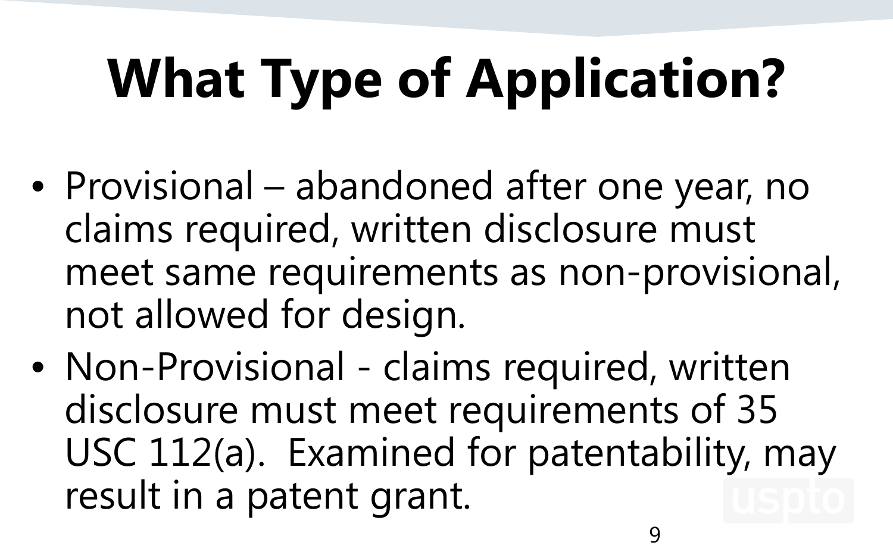# What Type of Application?

- Provisional – abandoned after one year, no claims required, written disclosure must meet same requirements as non-provisional, not allowed for design.
- Non-Provisional - claims required, written disclosure must meet requirements of 35 USC 112(a). Examined for patentability, may result in a patent grant.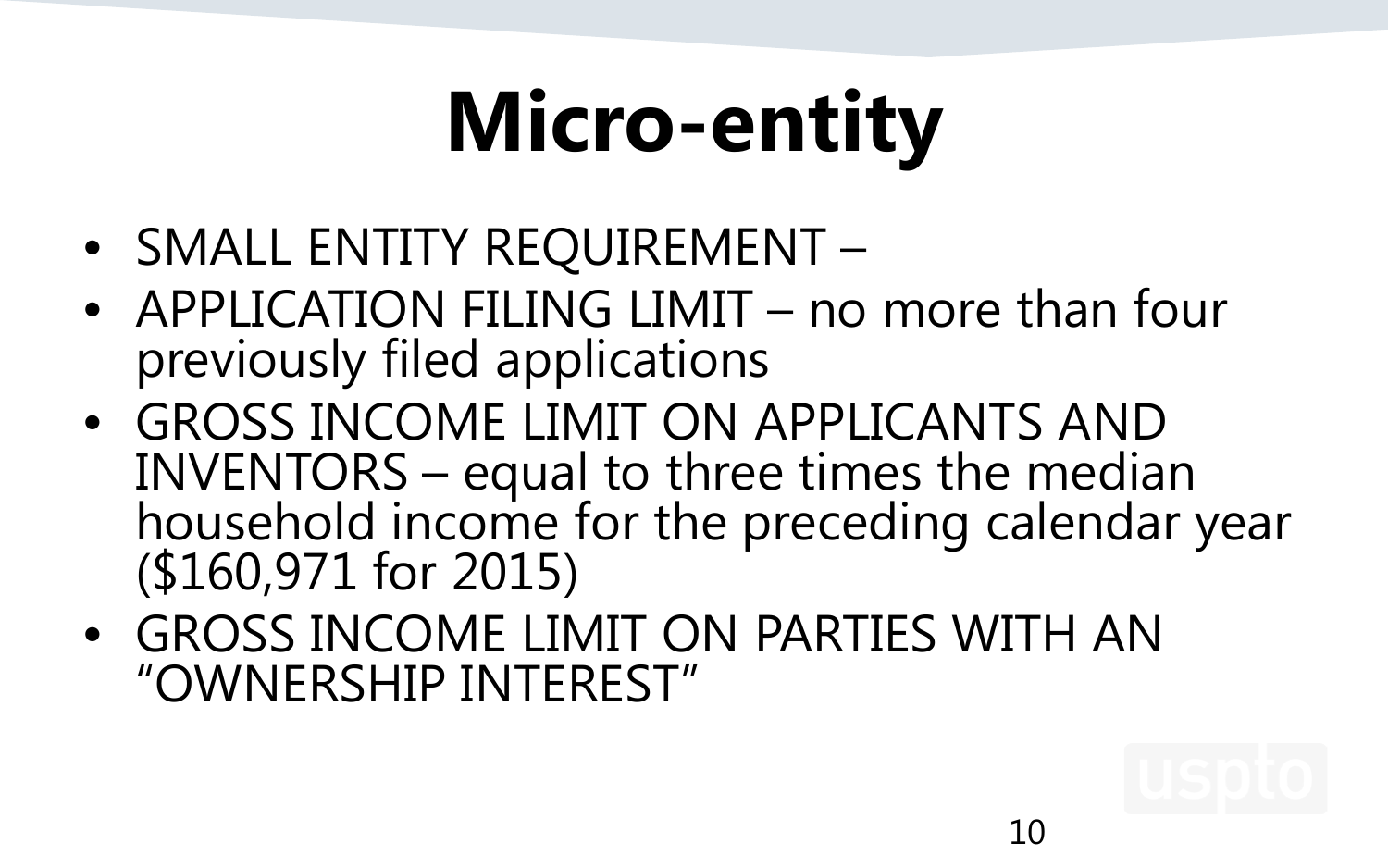# Micro-entity

- SMALL ENTITY REQUIREMENT –
- APPLICATION FILING LIMIT – no more than four previously filed applications
- GROSS INCOME LIMIT ON APPLICANTS AND INVENTORS – equal to three times the median household income for the preceding calendar year ($160,971 for 2015)
- GROSS INCOME LIMIT ON PARTIES WITH AN "OWNERSHIP INTEREST"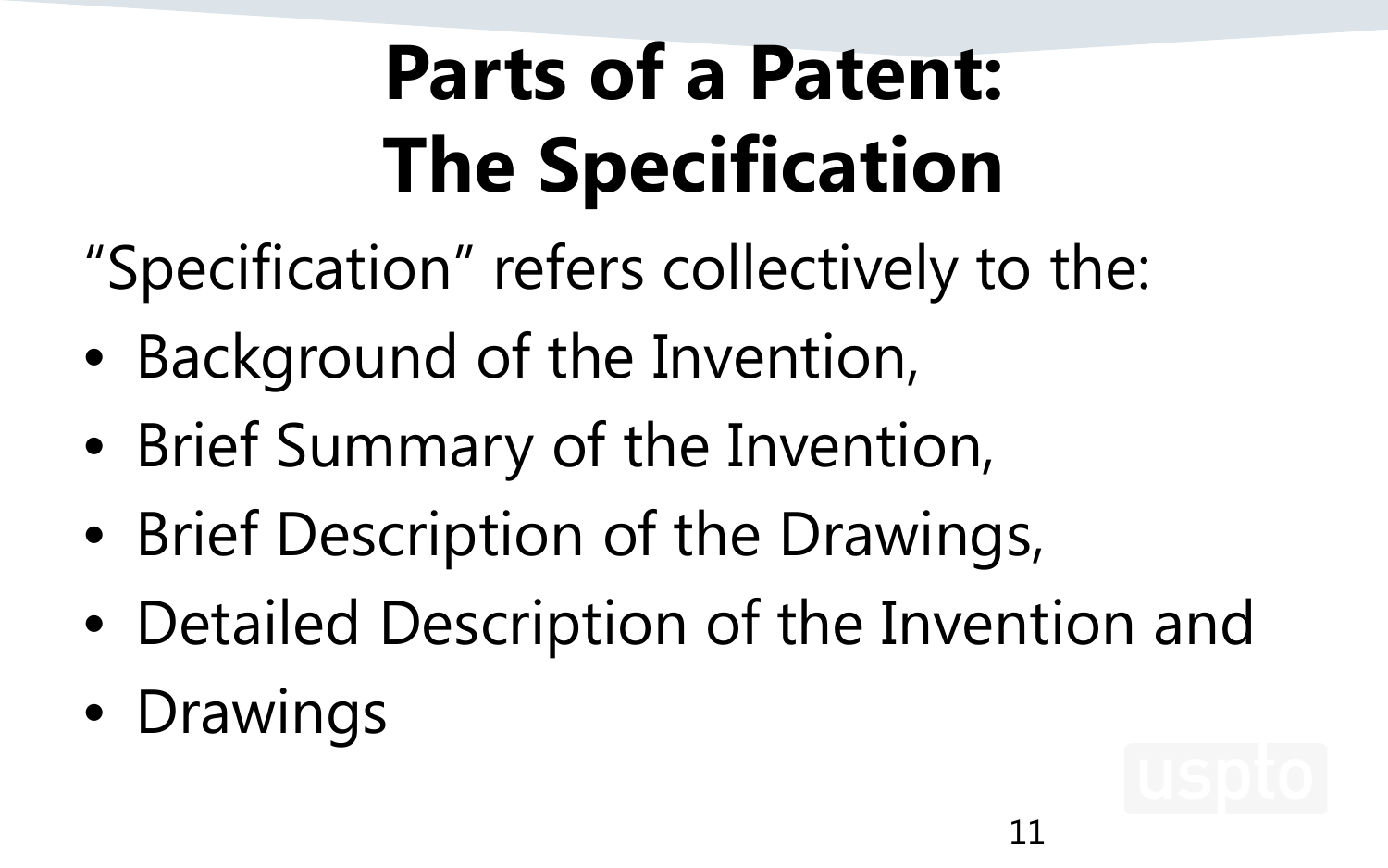# Parts of a Patent: The Specification

"Specification" refers collectively to the:

- Background of the Invention,
- Brief Summary of the Invention,
- Brief Description of the Drawings,
- Detailed Description of the Invention and
- Drawings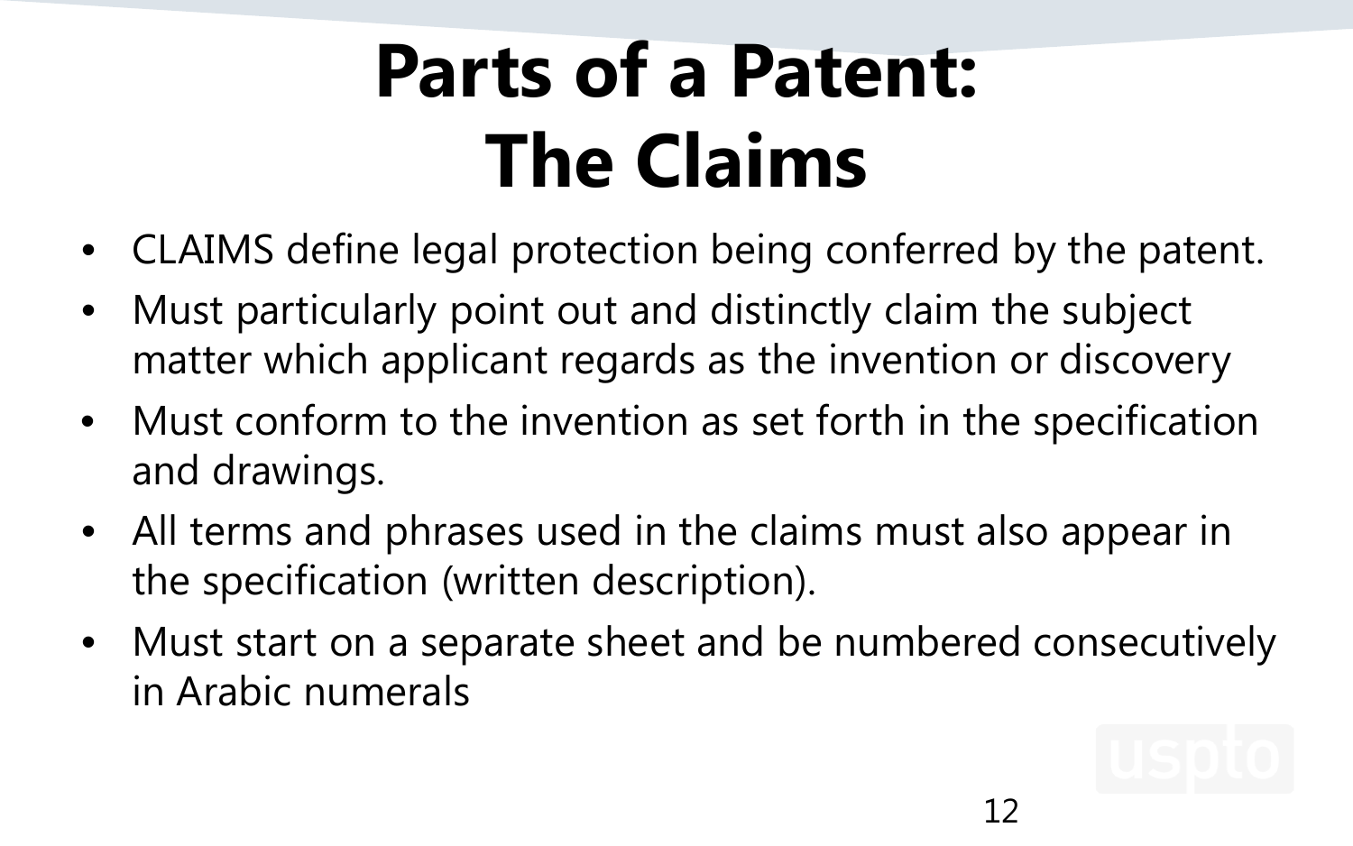# Parts of a Patent: The Claims

- CLAIMS define legal protection being conferred by the patent.
- Must particularly point out and distinctly claim the subject matter which applicant regards as the invention or discovery
- Must conform to the invention as set forth in the specification and drawings.
- All terms and phrases used in the claims must also appear in the specification (written description).
- Must start on a separate sheet and be numbered consecutively in Arabic numerals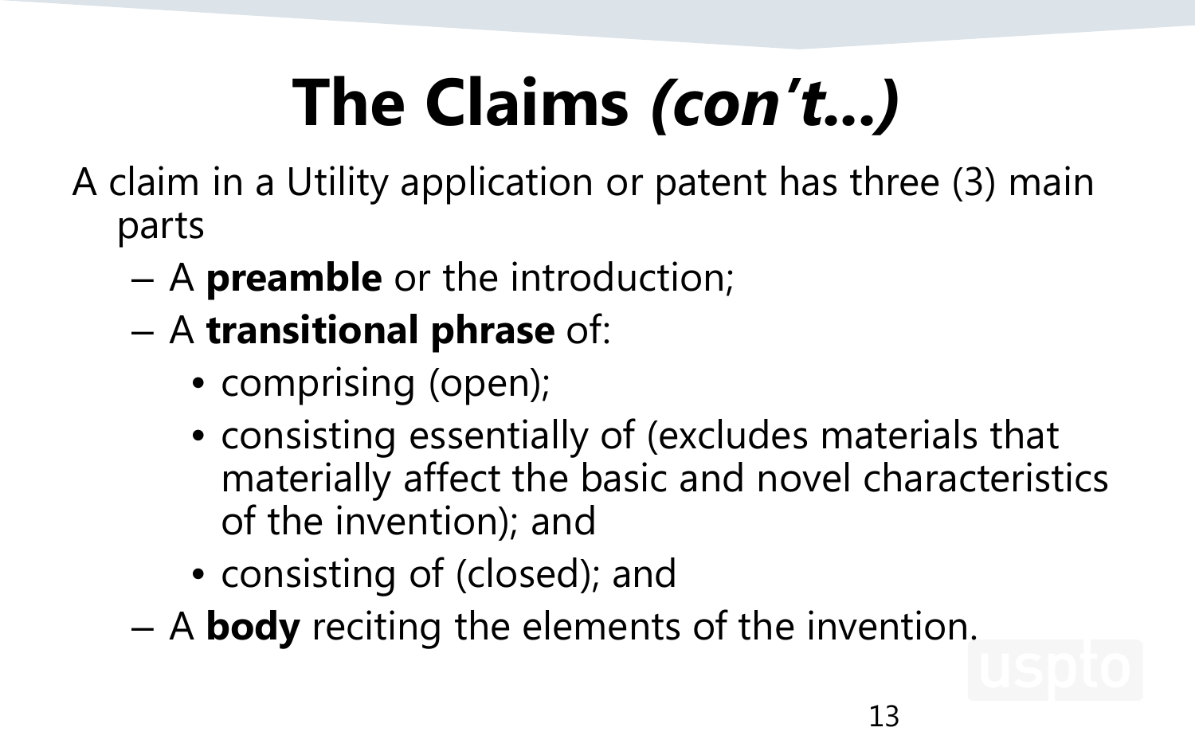# The Claims *(con't...)*

A claim in a Utility application or patent has three (3) main parts

- A **preamble** or the introduction;
- A **transitional phrase** of:
  - comprising (open);
  - consisting essentially of (excludes materials that materially affect the basic and novel characteristics of the invention); and
  - consisting of (closed); and
- A **body** reciting the elements of the invention.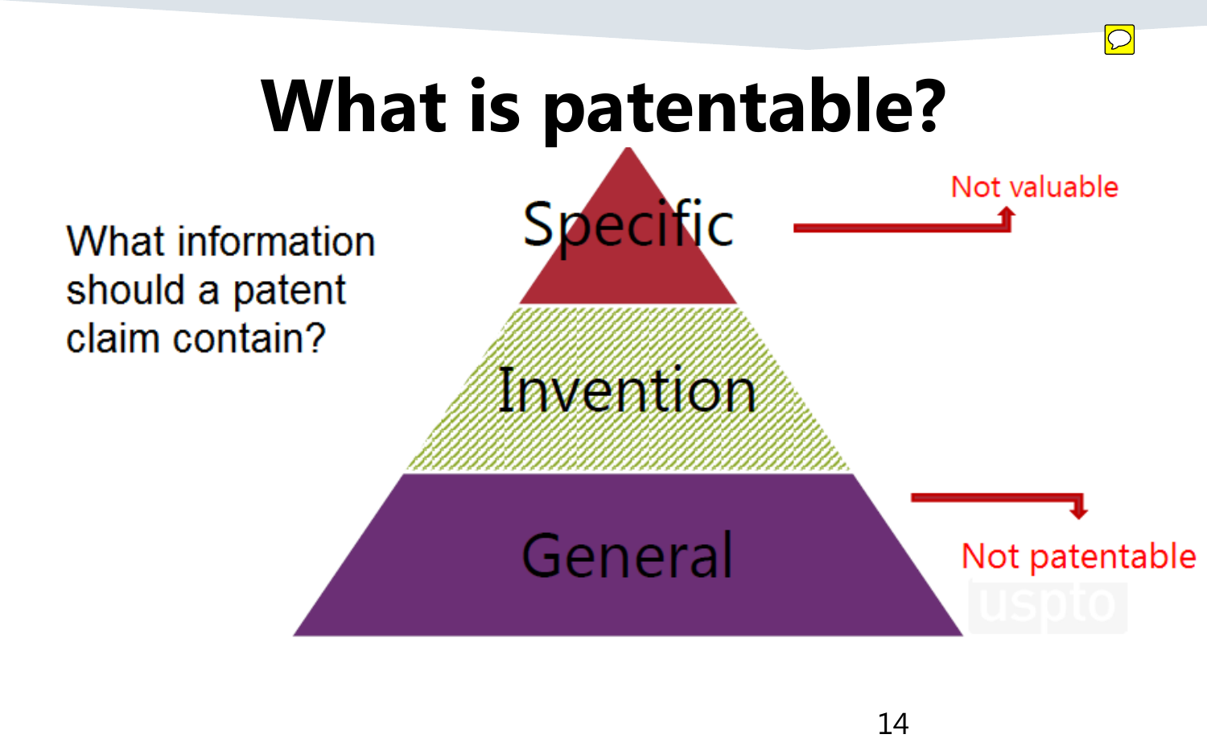# What is patentable?

What information should a patent claim contain?

Specific → Not valuable

Invention

General → Not patentable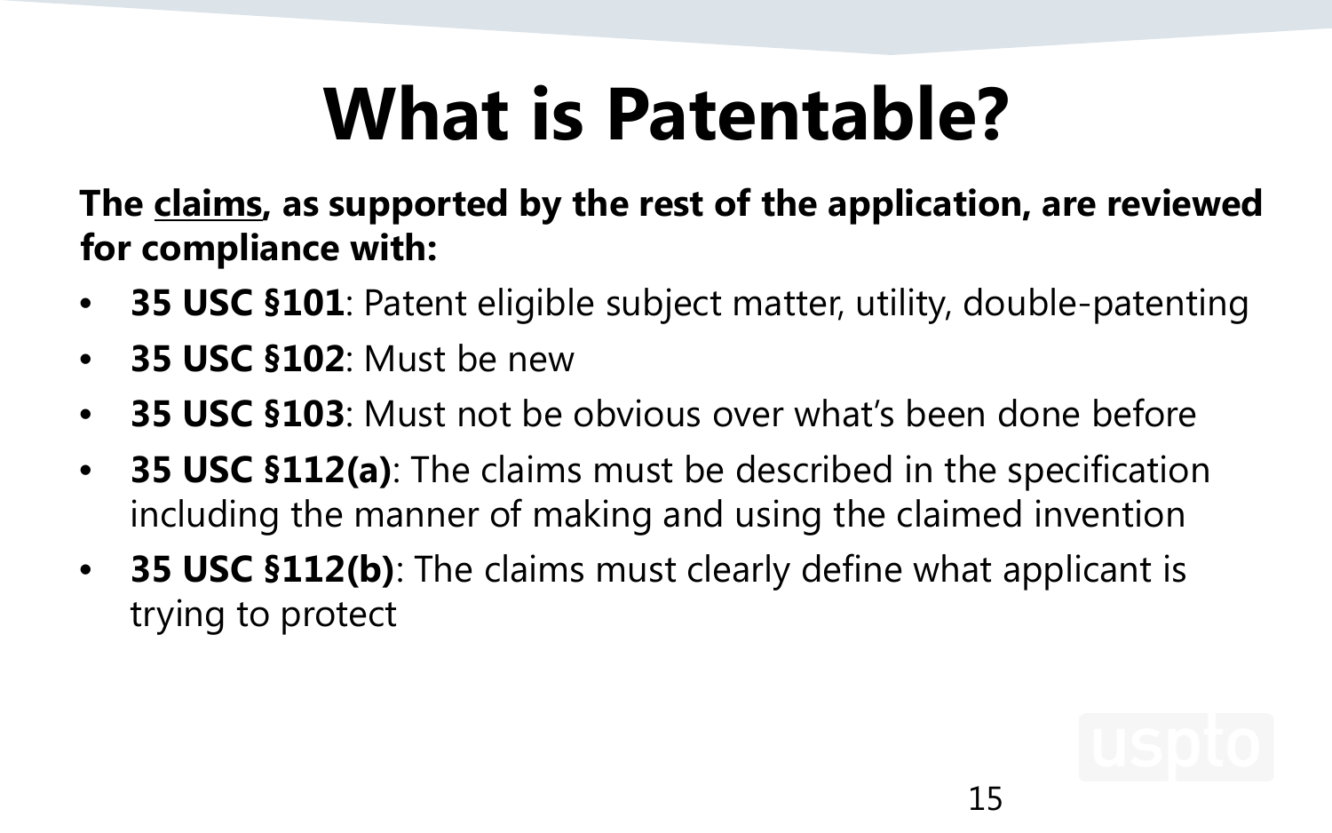# What is Patentable?

**The <u>claims</u>, as supported by the rest of the application, are reviewed for compliance with:**

- **35 USC §101**: Patent eligible subject matter, utility, double-patenting
- **35 USC §102**: Must be new
- **35 USC §103**: Must not be obvious over what's been done before
- **35 USC §112(a)**: The claims must be described in the specification including the manner of making and using the claimed invention
- **35 USC §112(b)**: The claims must clearly define what applicant is trying to protect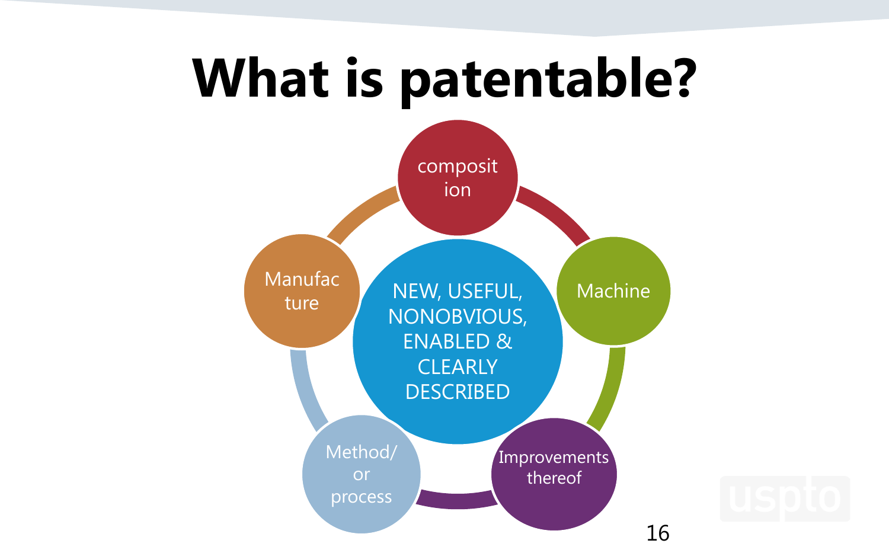# What is patentable?

- composition
- Machine
- Improvements thereof
- Method/ or process
- Manufacture

NEW, USEFUL, NONOBVIOUS, ENABLED & CLEARLY DESCRIBED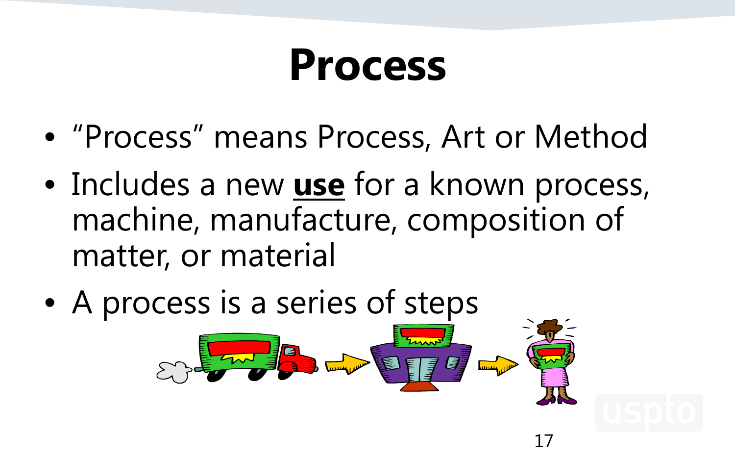# Process

- "Process" means Process, Art or Method
- Includes a new **use** for a known process, machine, manufacture, composition of matter, or material
- A process is a series of steps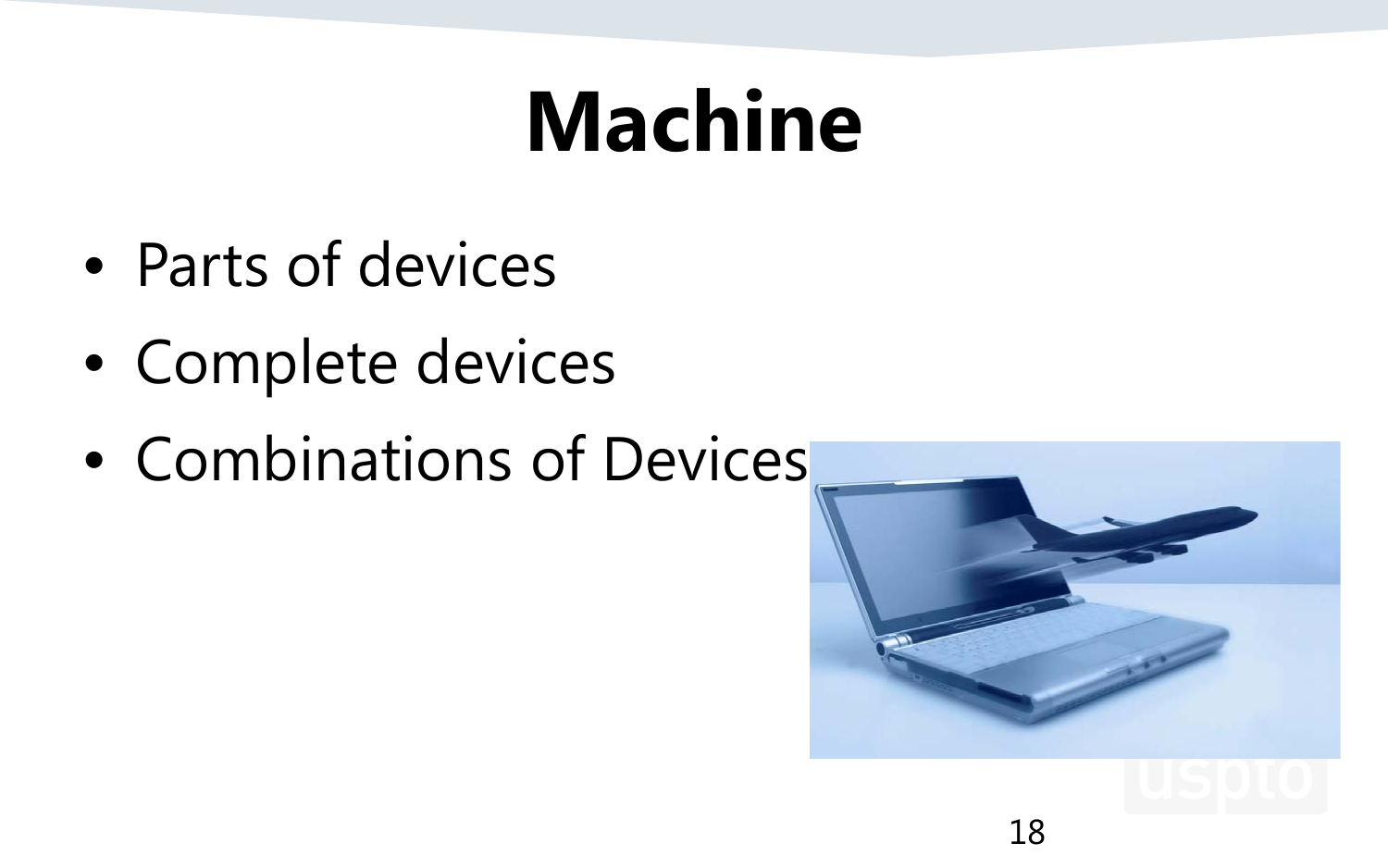# Machine

- Parts of devices
- Complete devices
- Combinations of Devices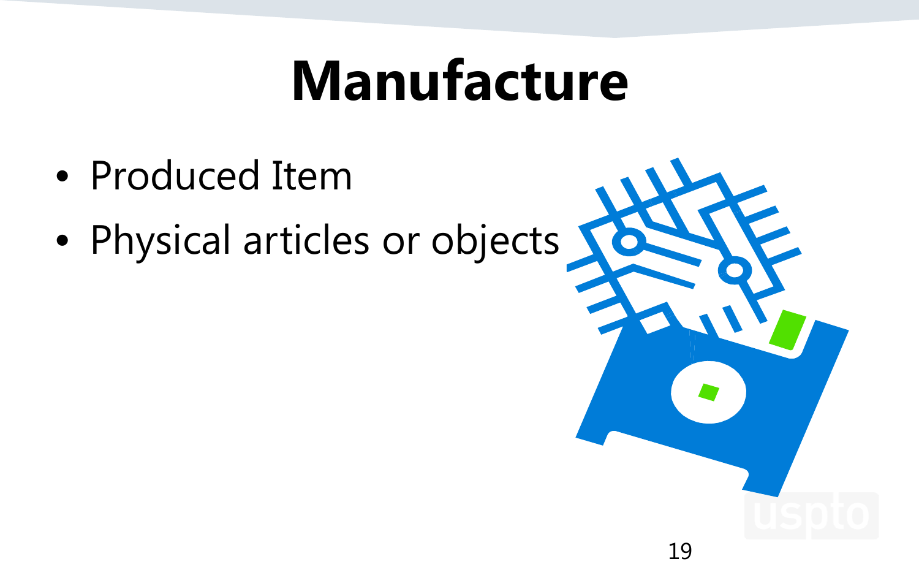# Manufacture

- Produced Item
- Physical articles or objects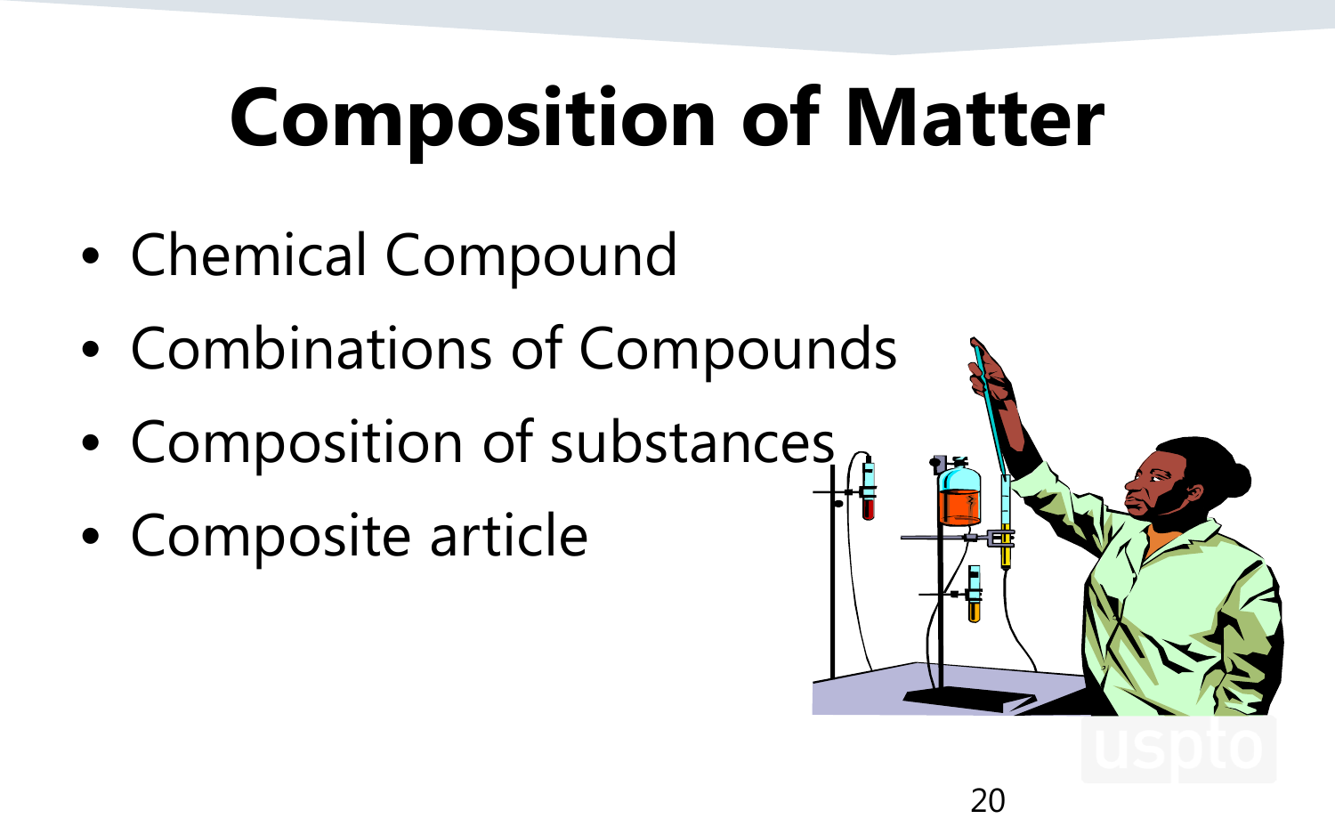# Composition of Matter

- Chemical Compound
- Combinations of Compounds
- Composition of substances
- Composite article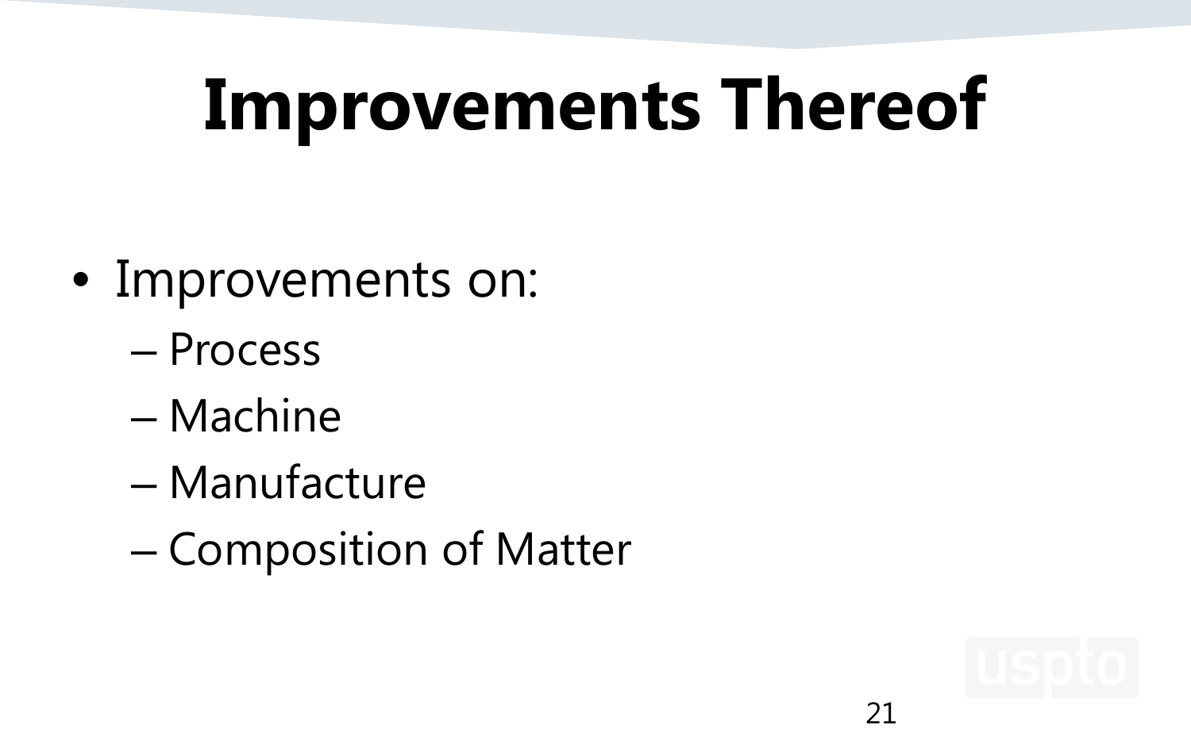# Improvements Thereof

- Improvements on:
  - Process
  - Machine
  - Manufacture
  - Composition of Matter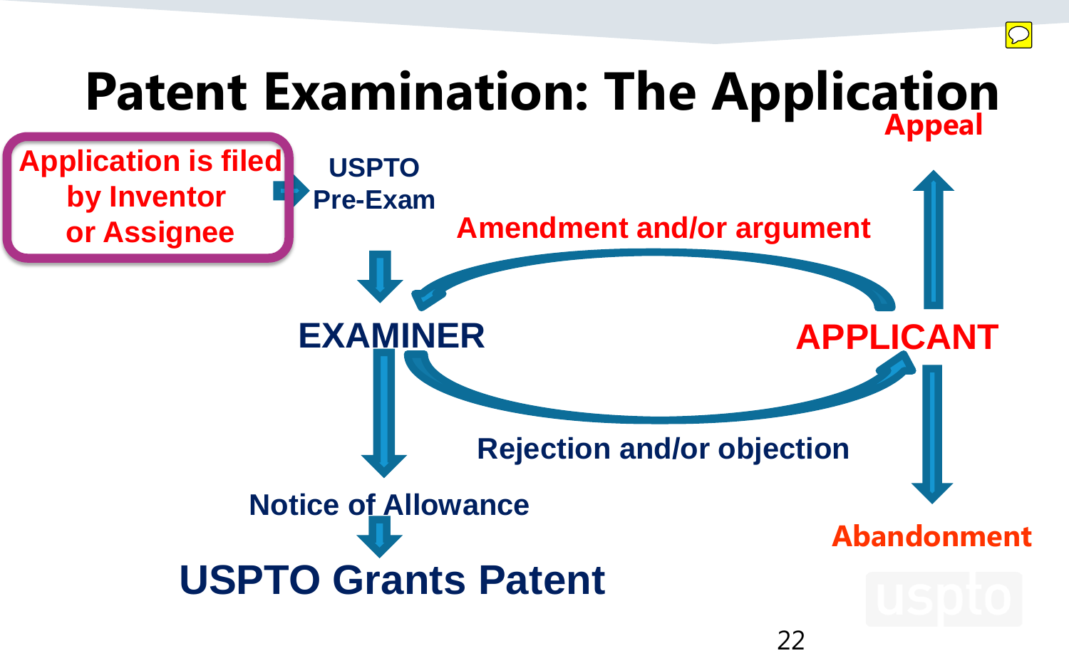# Patent Examination: The Application

Application is filed by Inventor or Assignee

USPTO Pre-Exam

EXAMINER

Amendment and/or argument

APPLICANT

Appeal

Rejection and/or objection

Abandonment

Notice of Allowance

USPTO Grants Patent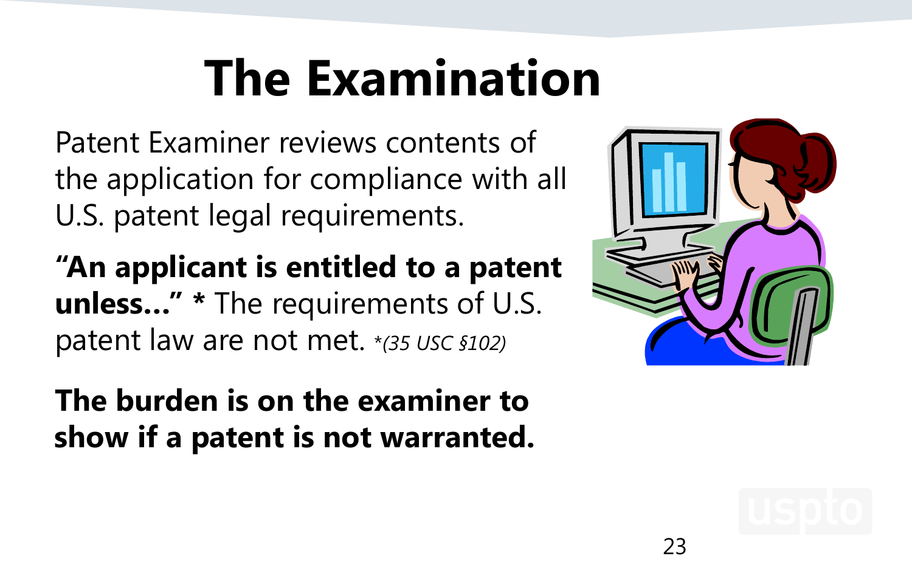# The Examination

Patent Examiner reviews contents of the application for compliance with all U.S. patent legal requirements.

**"An applicant is entitled to a patent unless…" *** The requirements of U.S. patent law are not met. *\*(35 USC §102)*

**The burden is on the examiner to show if a patent is not warranted.**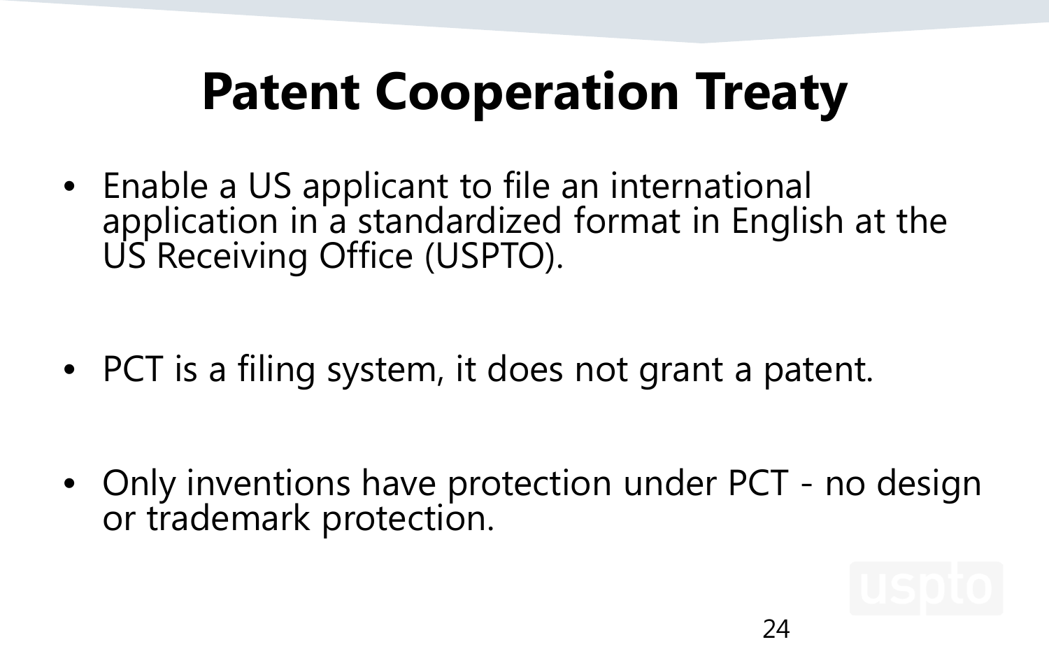# Patent Cooperation Treaty

- Enable a US applicant to file an international application in a standardized format in English at the US Receiving Office (USPTO).

- PCT is a filing system, it does not grant a patent.

- Only inventions have protection under PCT - no design or trademark protection.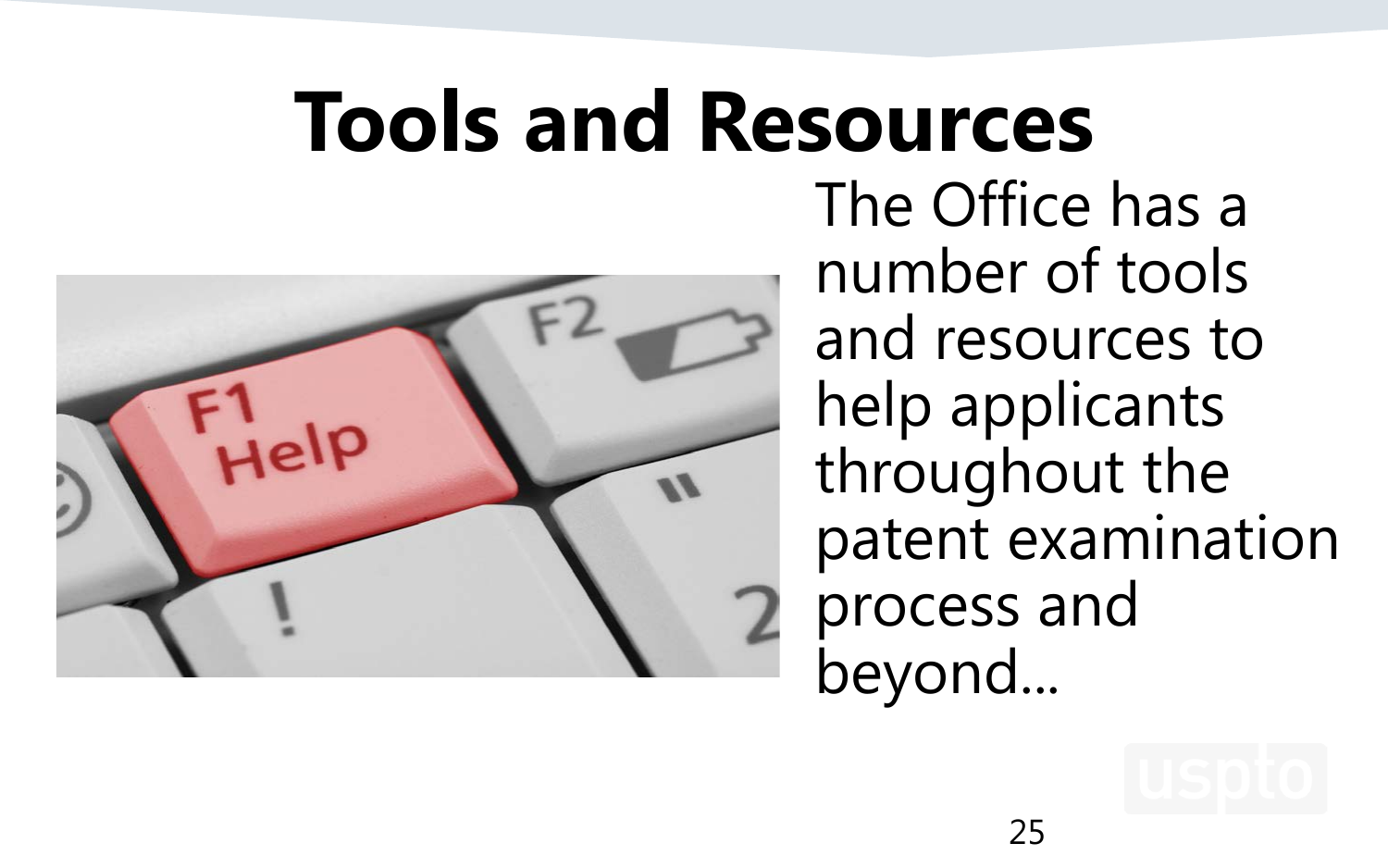# Tools and Resources

The Office has a number of tools and resources to help applicants throughout the patent examination process and beyond...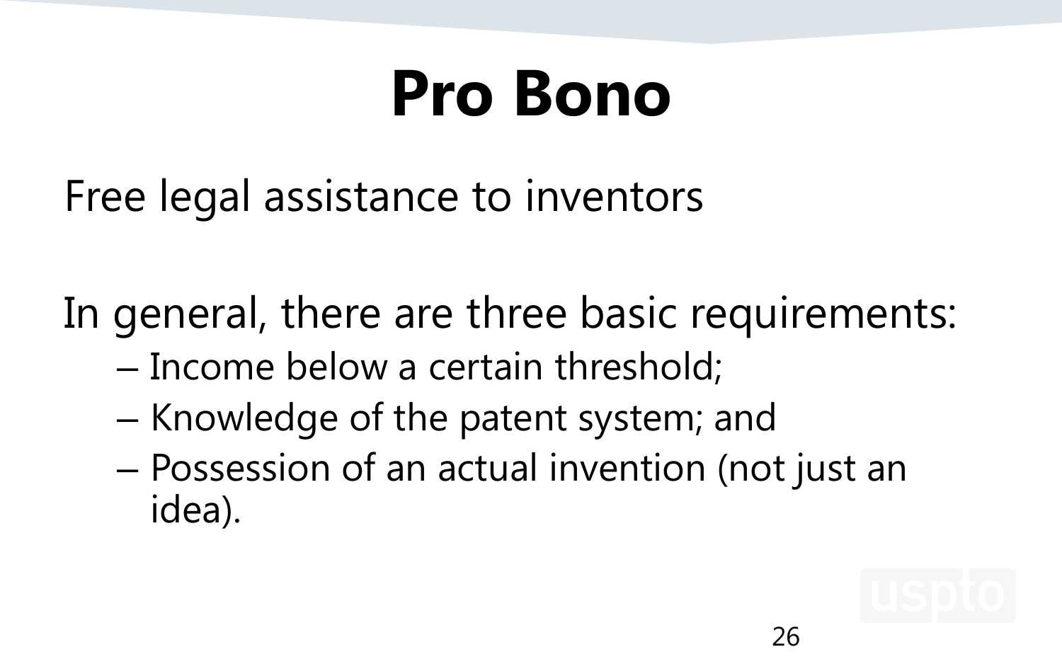# Pro Bono

Free legal assistance to inventors

In general, there are three basic requirements:

- Income below a certain threshold;
- Knowledge of the patent system; and
- Possession of an actual invention (not just an idea).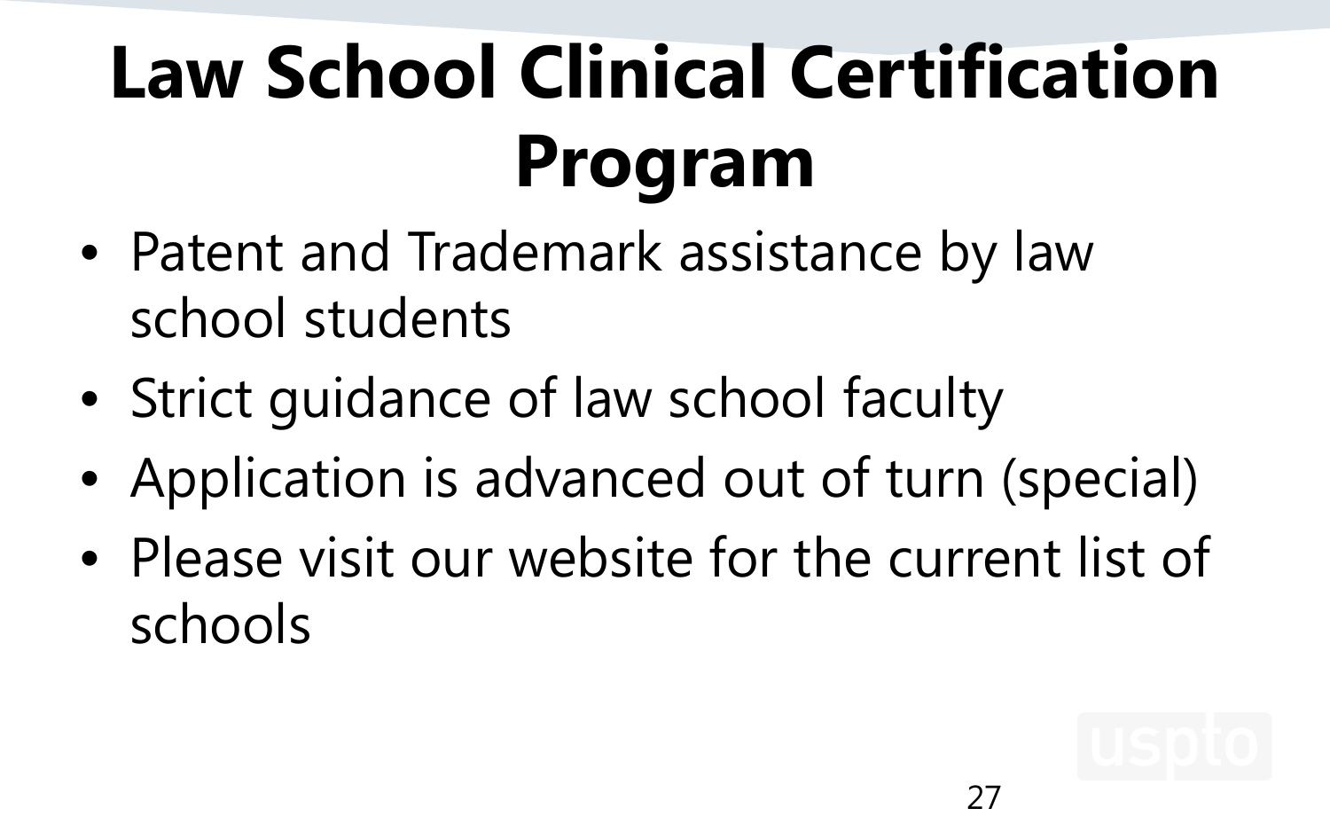# Law School Clinical Certification Program

- Patent and Trademark assistance by law school students
- Strict guidance of law school faculty
- Application is advanced out of turn (special)
- Please visit our website for the current list of schools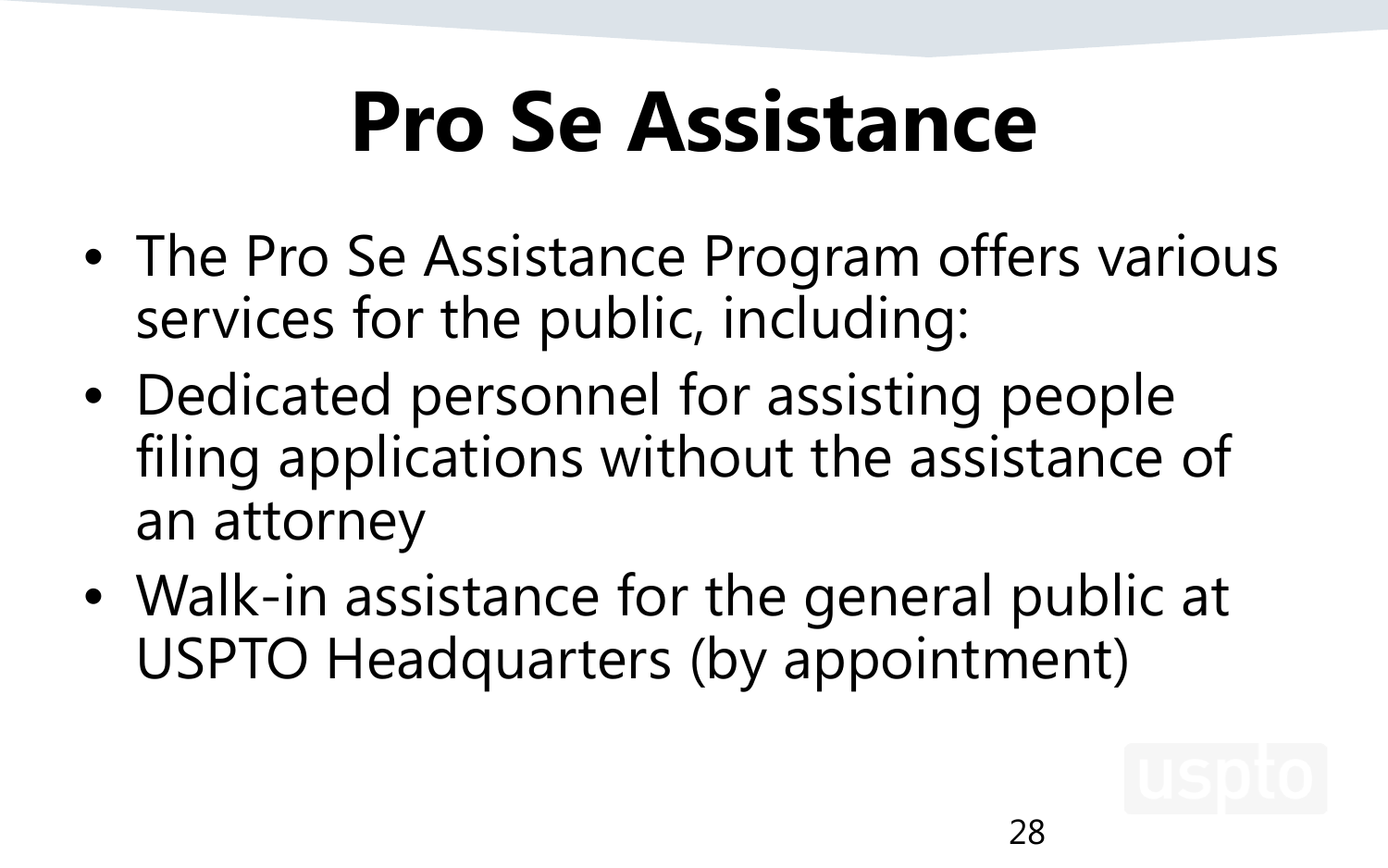# Pro Se Assistance

- The Pro Se Assistance Program offers various services for the public, including:
- Dedicated personnel for assisting people filing applications without the assistance of an attorney
- Walk-in assistance for the general public at USPTO Headquarters (by appointment)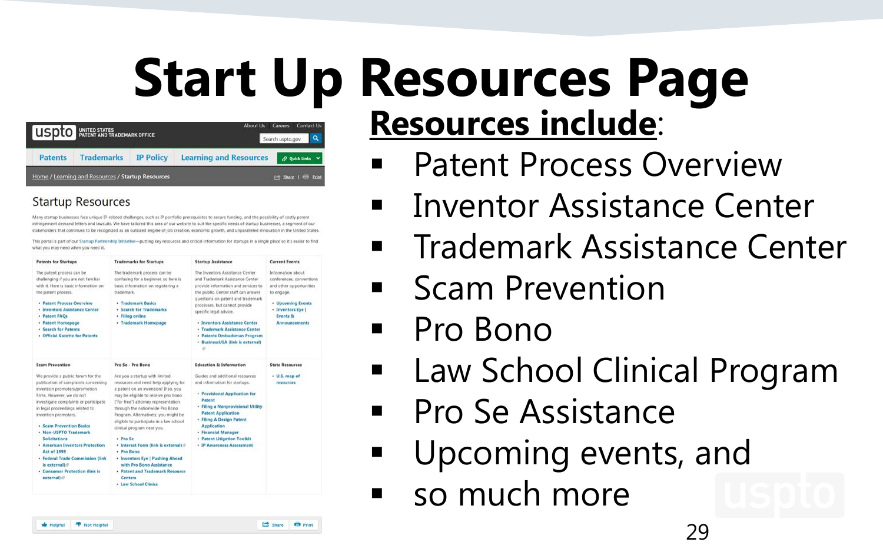# Start Up Resources Page

**Resources include**:

- Patent Process Overview
- Inventor Assistance Center
- Trademark Assistance Center
- Scam Prevention
- Pro Bono
- Law School Clinical Program
- Pro Se Assistance
- Upcoming events, and
- so much more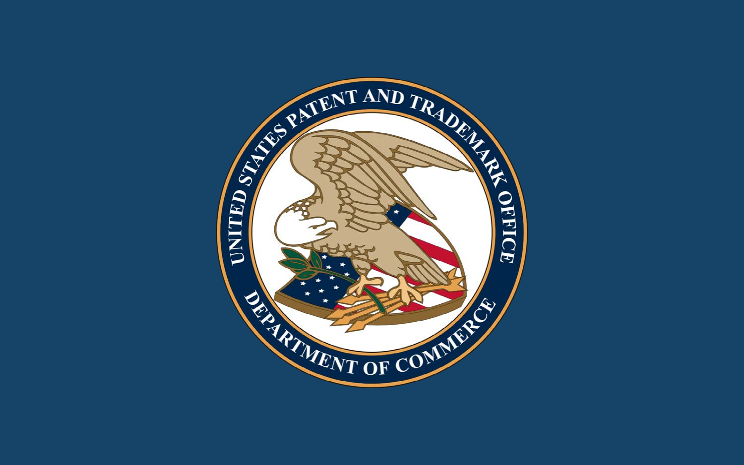UNITED STATES PATENT AND TRADEMARK OFFICE

DEPARTMENT OF COMMERCE